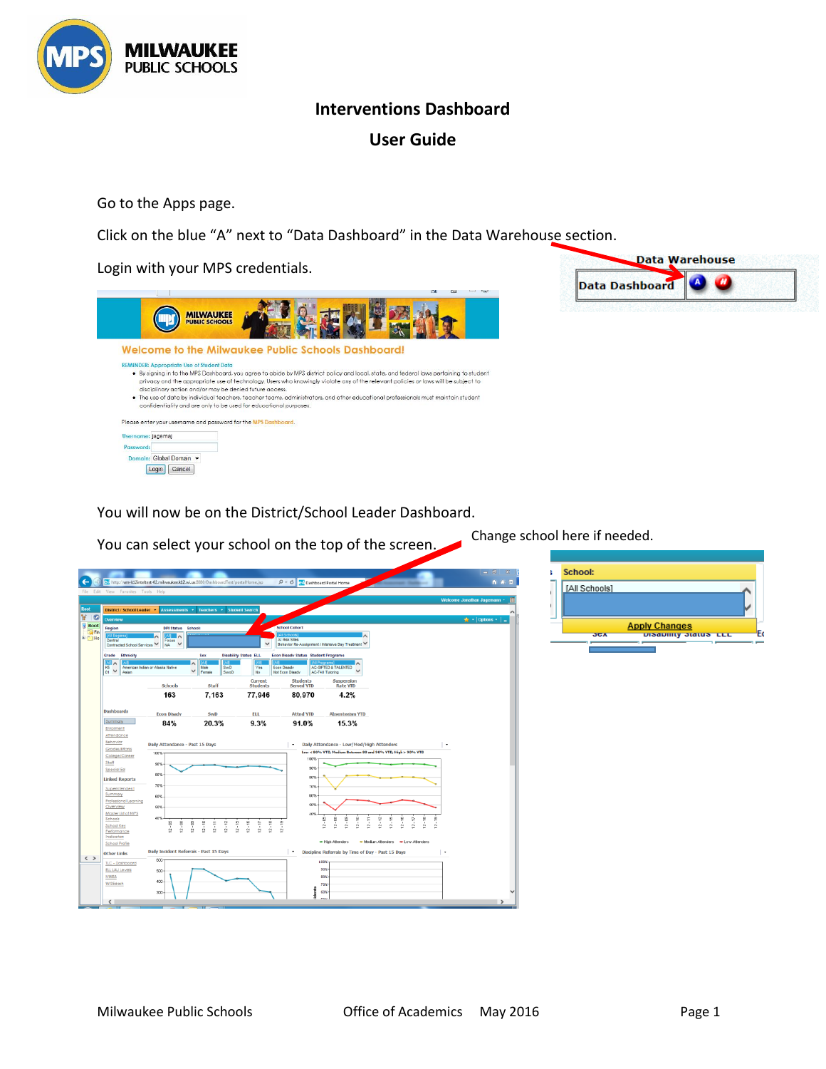# Interventions Dashboard

## User Guide

Go to the Apps page.

Click on the blue “A” next to “Data Dashboard” in the Data Warehouse section.

Login with your MPS credentials.

You will now be on the District/School Leader Dashboard.

You can select your school on the top of the screen.

Change school here if needed.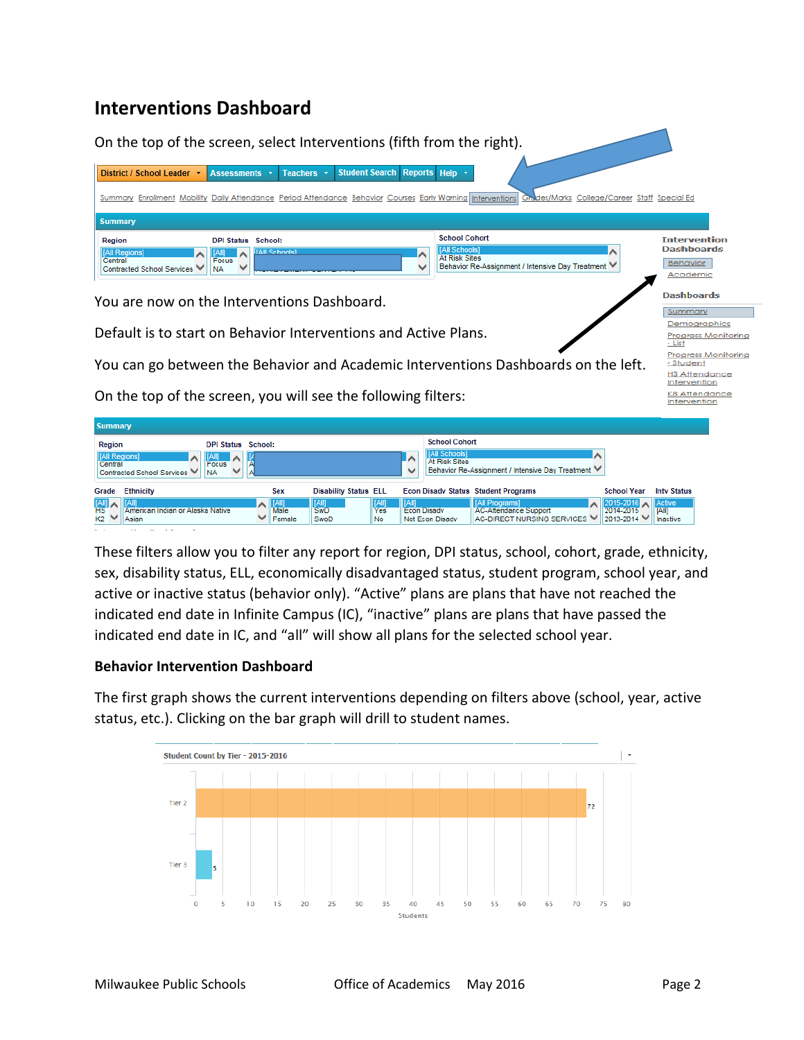## Interventions Dashboard

On the top of the screen, select Interventions (fifth from the right).

You are now on the Interventions Dashboard.

Default is to start on Behavior Interventions and Active Plans.

You can go between the Behavior and Academic Interventions Dashboards on the left.

On the top of the screen, you will see the following filters:

These filters allow you to filter any report for region, DPI status, school, cohort, grade, ethnicity, sex, disability status, ELL, economically disadvantaged status, student program, school year, and active or inactive status (behavior only). "Active" plans are plans that have not reached the indicated end date in Infinite Campus (IC), "inactive" plans are plans that have passed the indicated end date in IC, and "all" will show all plans for the selected school year.

### Behavior Intervention Dashboard

The first graph shows the current interventions depending on filters above (school, year, active status, etc.). Clicking on the bar graph will drill to student names.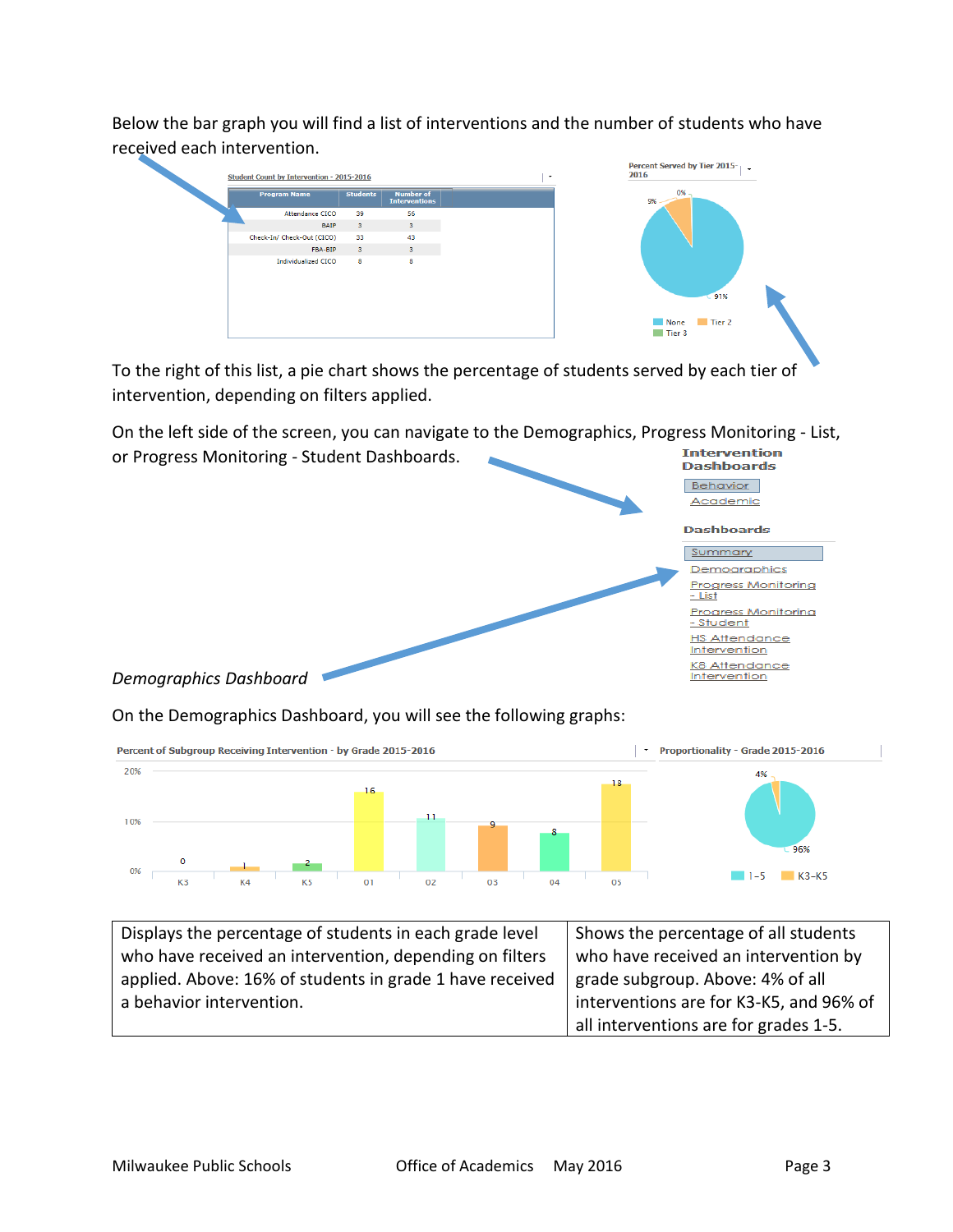Below the bar graph you will find a list of interventions and the number of students who have received each intervention.

**Student Count by Intervention - 2015-2016**

| Program Name | Students | Number of Interventions |
|---|---|---|
| Attendance CICO | 39 | 56 |
| BAIP | 3 | 3 |
| Check-In/ Check-Out (CICO) | 33 | 43 |
| FBA-BIP | 3 | 3 |
| Individualized CICO | 8 | 8 |

To the right of this list, a pie chart shows the percentage of students served by each tier of intervention, depending on filters applied.

On the left side of the screen, you can navigate to the Demographics, Progress Monitoring - List, or Progress Monitoring - Student Dashboards.

**Intervention Dashboards**

- Behavior
- Academic

**Dashboards**

- Summary
- Demographics
- Progress Monitoring - List
- Progress Monitoring - Student
- HS Attendance Intervention
- K8 Attendance Intervention

*Demographics Dashboard*

On the Demographics Dashboard, you will see the following graphs:

| Percent of Subgroup Receiving Intervention - by Grade 2015-2016 | Proportionality - Grade 2015-2016 |
|---|---|
| Displays the percentage of students in each grade level who have received an intervention, depending on filters applied. Above: 16% of students in grade 1 have received a behavior intervention. | Shows the percentage of all students who have received an intervention by grade subgroup. Above: 4% of all interventions are for K3-K5, and 96% of all interventions are for grades 1-5. |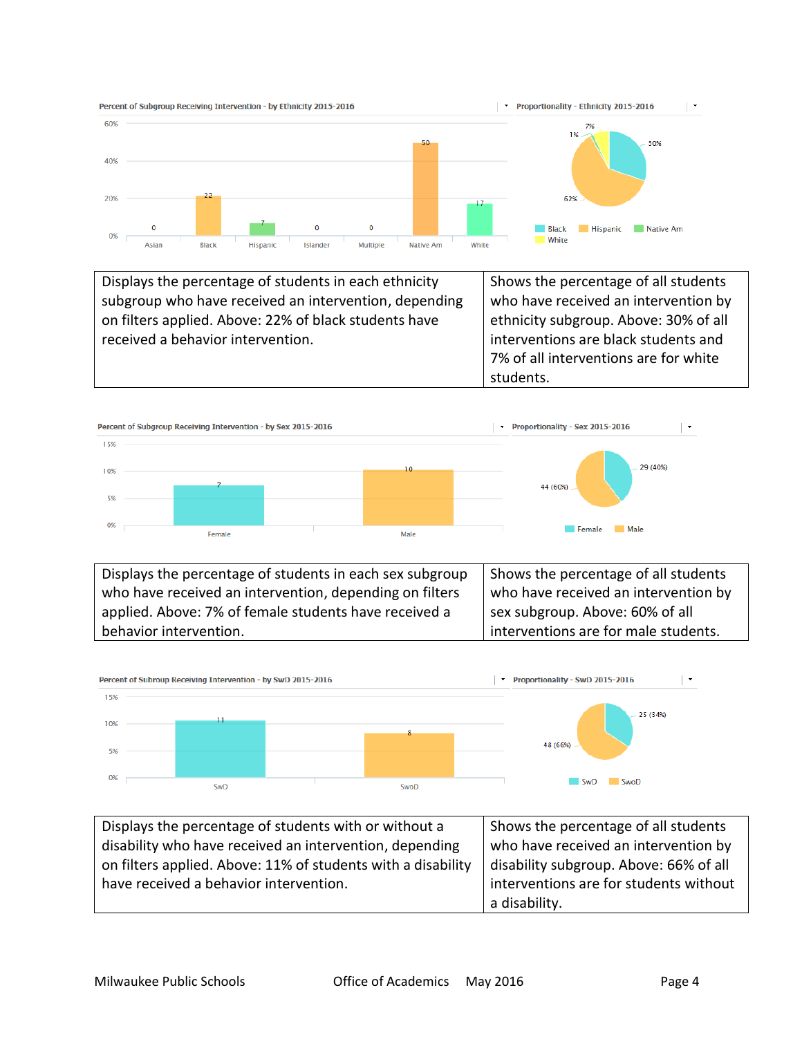**Percent of Subgroup Receiving Intervention - by Ethnicity 2015-2016**

| Asian | Black | Hispanic | Islander | Multiple | Native Am | White |
|---|---|---|---|---|---|---|
| 0 | 22 | 7 | 0 | 0 | 50 | 17 |

**Proportionality - Ethnicity 2015-2016**

Black 30%, Hispanic 62%, Native Am 1%, White 7%

| Displays the percentage of students in each ethnicity subgroup who have received an intervention, depending on filters applied. Above: 22% of black students have received a behavior intervention. | Shows the percentage of all students who have received an intervention by ethnicity subgroup. Above: 30% of all interventions are black students and 7% of all interventions are for white students. |
|---|---|

**Percent of Subgroup Receiving Intervention - by Sex 2015-2016**

| Female | Male |
|---|---|
| 7 | 10 |

**Proportionality - Sex 2015-2016**

Female 29 (40%), Male 44 (60%)

| Displays the percentage of students in each sex subgroup who have received an intervention, depending on filters applied. Above: 7% of female students have received a behavior intervention. | Shows the percentage of all students who have received an intervention by sex subgroup. Above: 60% of all interventions are for male students. |
|---|---|

**Percent of Subroup Receiving Intervention - by SwD 2015-2016**

| SwD | SwoD |
|---|---|
| 11 | 8 |

**Proportionality - SwD 2015-2016**

SwD 25 (34%), SwoD 48 (66%)

| Displays the percentage of students with or without a disability who have received an intervention, depending on filters applied. Above: 11% of students with a disability have received a behavior intervention. | Shows the percentage of all students who have received an intervention by disability subgroup. Above: 66% of all interventions are for students without a disability. |
|---|---|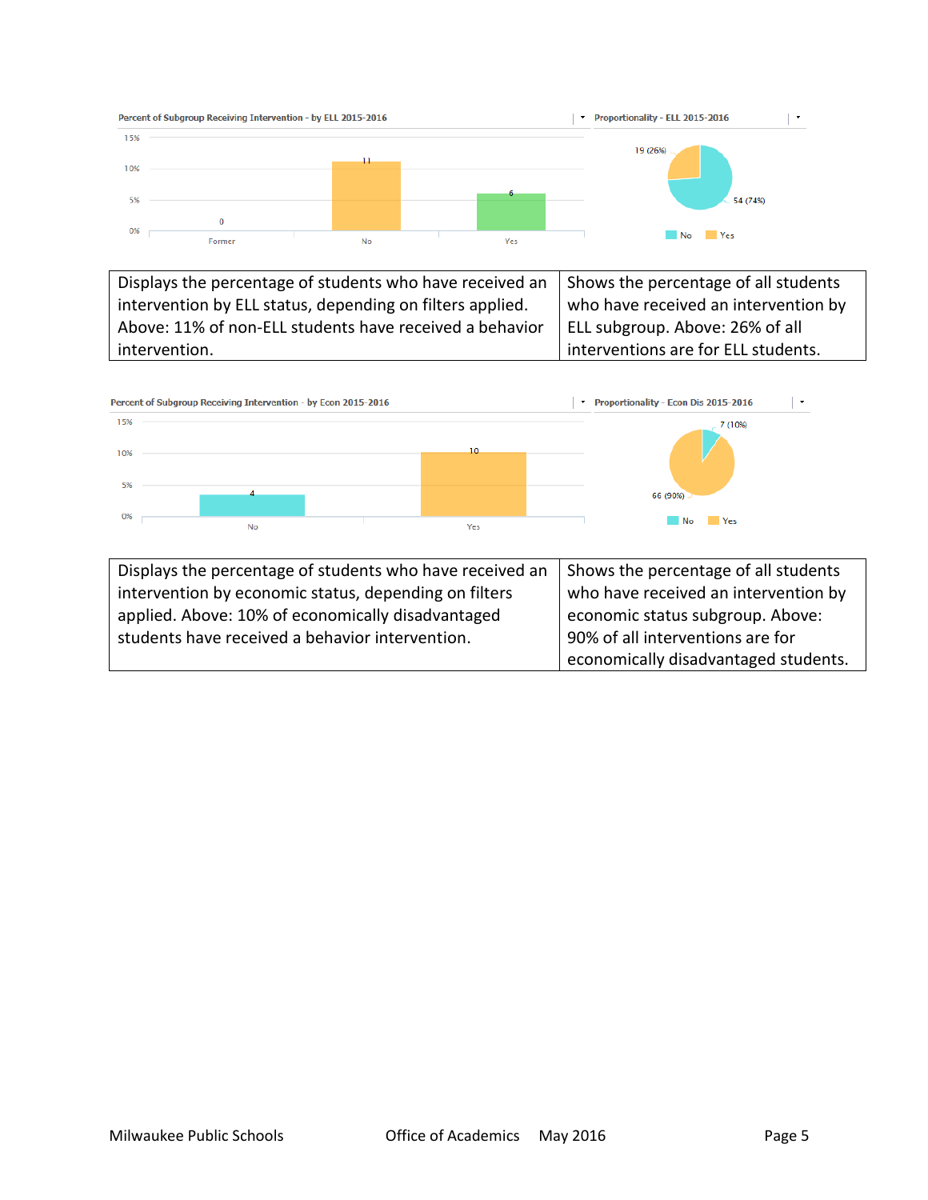**Percent of Subgroup Receiving Intervention - by ELL 2015-2016**

| Former | No | Yes |
|---|---|---|
| 0 | 11 | 6 |

**Proportionality - ELL 2015-2016**

- No: 54 (74%)
- Yes: 19 (26%)

| | |
|---|---|
| Displays the percentage of students who have received an intervention by ELL status, depending on filters applied. Above: 11% of non-ELL students have received a behavior intervention. | Shows the percentage of all students who have received an intervention by ELL subgroup. Above: 26% of all interventions are for ELL students. |

**Percent of Subgroup Receiving Intervention - by Econ 2015-2016**

| No | Yes |
|---|---|
| 4 | 10 |

**Proportionality - Econ Dis 2015-2016**

- No: 7 (10%)
- Yes: 66 (90%)

| | |
|---|---|
| Displays the percentage of students who have received an intervention by economic status, depending on filters applied. Above: 10% of economically disadvantaged students have received a behavior intervention. | Shows the percentage of all students who have received an intervention by economic status subgroup. Above: 90% of all interventions are for economically disadvantaged students. |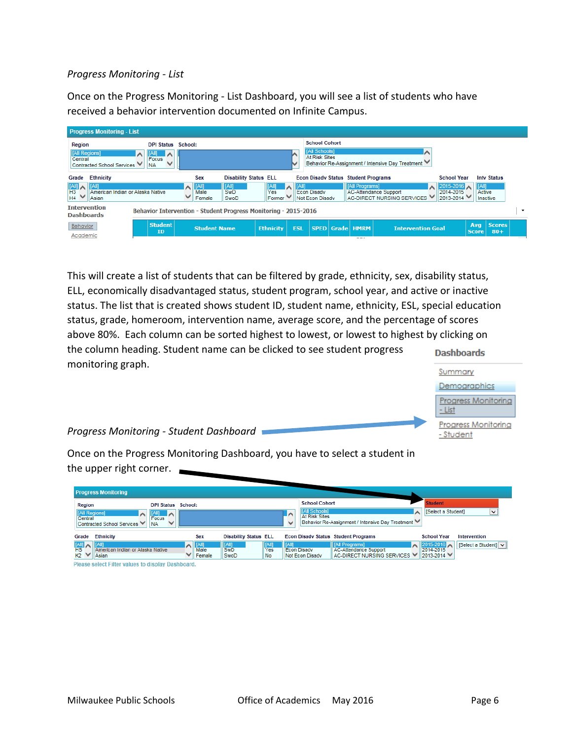*Progress Monitoring - List*

Once on the Progress Monitoring - List Dashboard, you will see a list of students who have received a behavior intervention documented on Infinite Campus.

This will create a list of students that can be filtered by grade, ethnicity, sex, disability status, ELL, economically disadvantaged status, student program, school year, and active or inactive status. The list that is created shows student ID, student name, ethnicity, ESL, special education status, grade, homeroom, intervention name, average score, and the percentage of scores above 80%. Each column can be sorted highest to lowest, or lowest to highest by clicking on the column heading. Student name can be clicked to see student progress monitoring graph.

*Progress Monitoring - Student Dashboard*

Once on the Progress Monitoring Dashboard, you have to select a student in the upper right corner.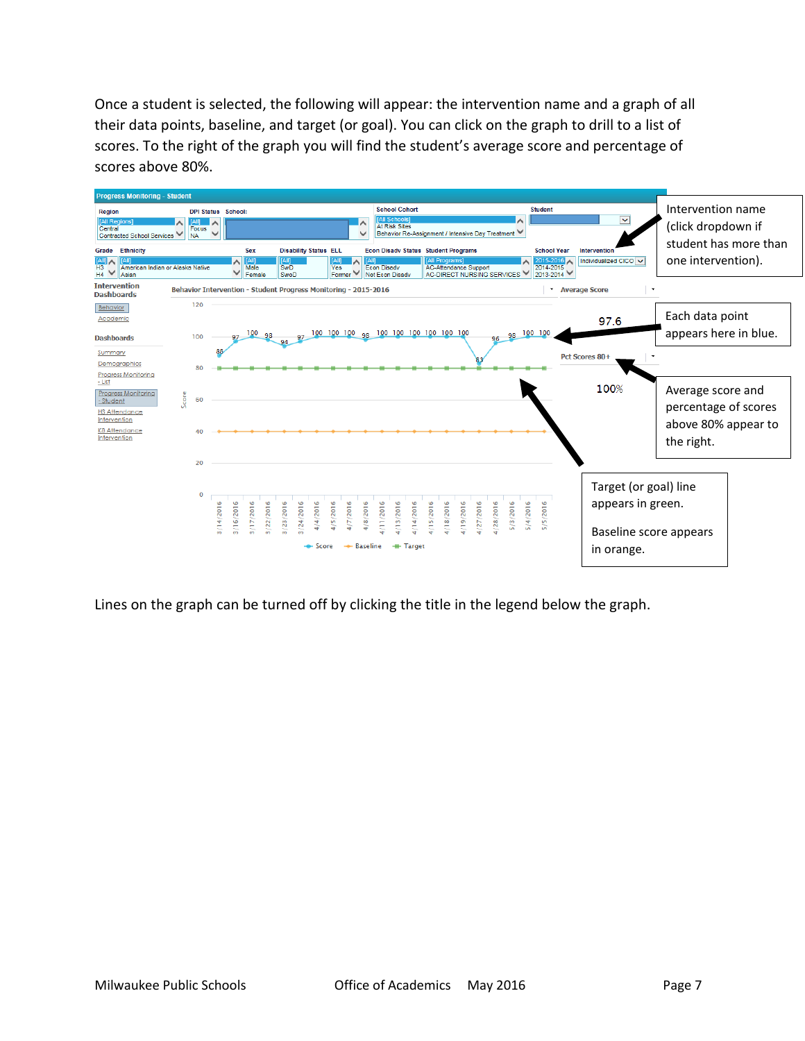Once a student is selected, the following will appear: the intervention name and a graph of all their data points, baseline, and target (or goal). You can click on the graph to drill to a list of scores. To the right of the graph you will find the student's average score and percentage of scores above 80%.

Intervention name (click dropdown if student has more than one intervention).

Each data point appears here in blue.

Average score and percentage of scores above 80% appear to the right.

Target (or goal) line appears in green.

Baseline score appears in orange.

Lines on the graph can be turned off by clicking the title in the legend below the graph.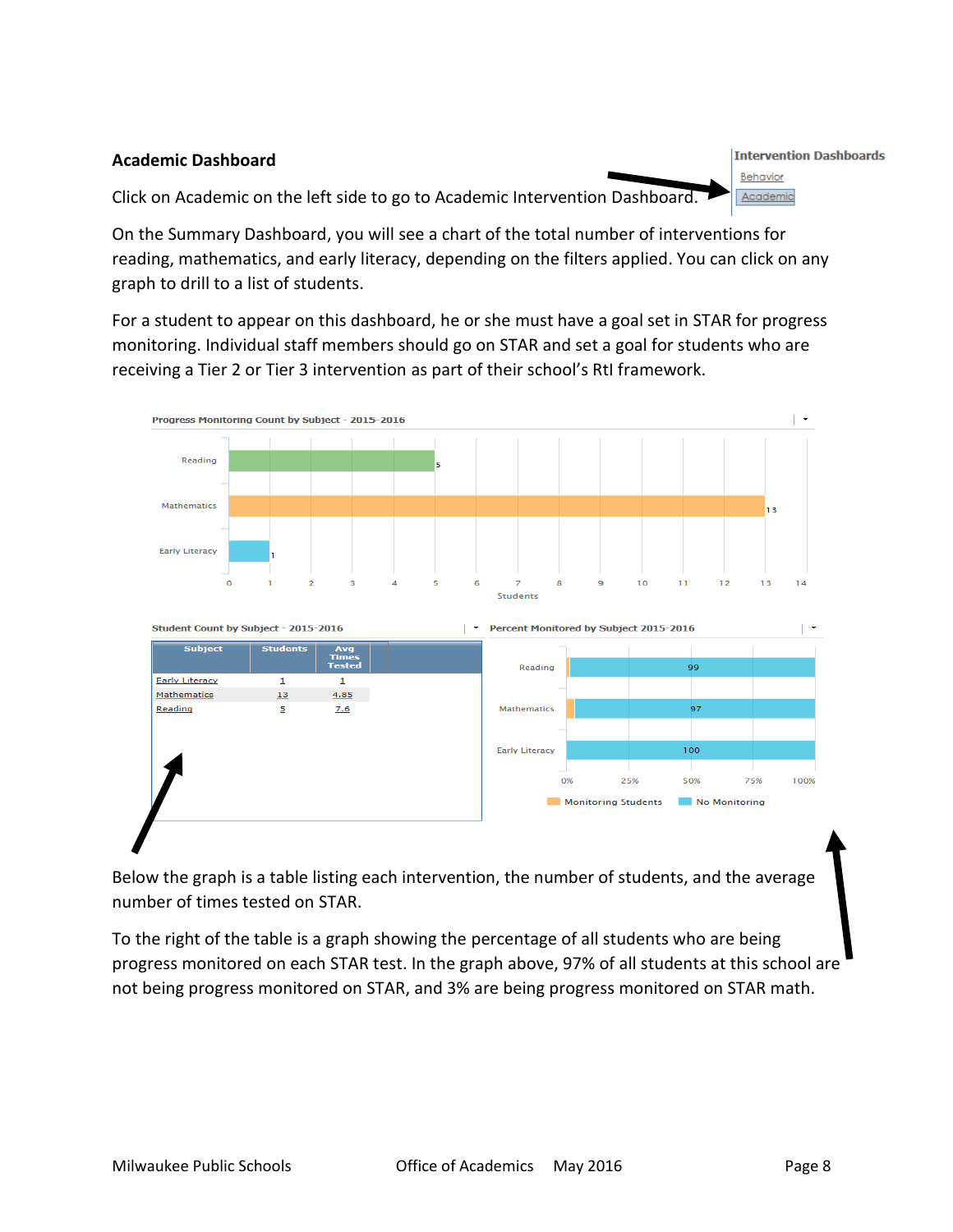**Academic Dashboard**

Intervention Dashboards
Behavior
Academic

Click on Academic on the left side to go to Academic Intervention Dashboard.

On the Summary Dashboard, you will see a chart of the total number of interventions for reading, mathematics, and early literacy, depending on the filters applied. You can click on any graph to drill to a list of students.

For a student to appear on this dashboard, he or she must have a goal set in STAR for progress monitoring. Individual staff members should go on STAR and set a goal for students who are receiving a Tier 2 or Tier 3 intervention as part of their school's RtI framework.

Progress Monitoring Count by Subject - 2015-2016

| Subject | Students |
|---|---|
| Reading | 5 |
| Mathematics | 13 |
| Early Literacy | 1 |

Student Count by Subject - 2015-2016

| Subject | Students | Avg Times Tested |
|---|---|---|
| Early Literacy | 1 | 1 |
| Mathematics | 13 | 4.85 |
| Reading | 5 | 7.6 |

Percent Monitored by Subject 2015-2016

| Subject | No Monitoring |
|---|---|
| Reading | 99 |
| Mathematics | 97 |
| Early Literacy | 100 |

Monitoring Students / No Monitoring

Below the graph is a table listing each intervention, the number of students, and the average number of times tested on STAR.

To the right of the table is a graph showing the percentage of all students who are being progress monitored on each STAR test. In the graph above, 97% of all students at this school are not being progress monitored on STAR, and 3% are being progress monitored on STAR math.

Milwaukee Public Schools Office of Academics May 2016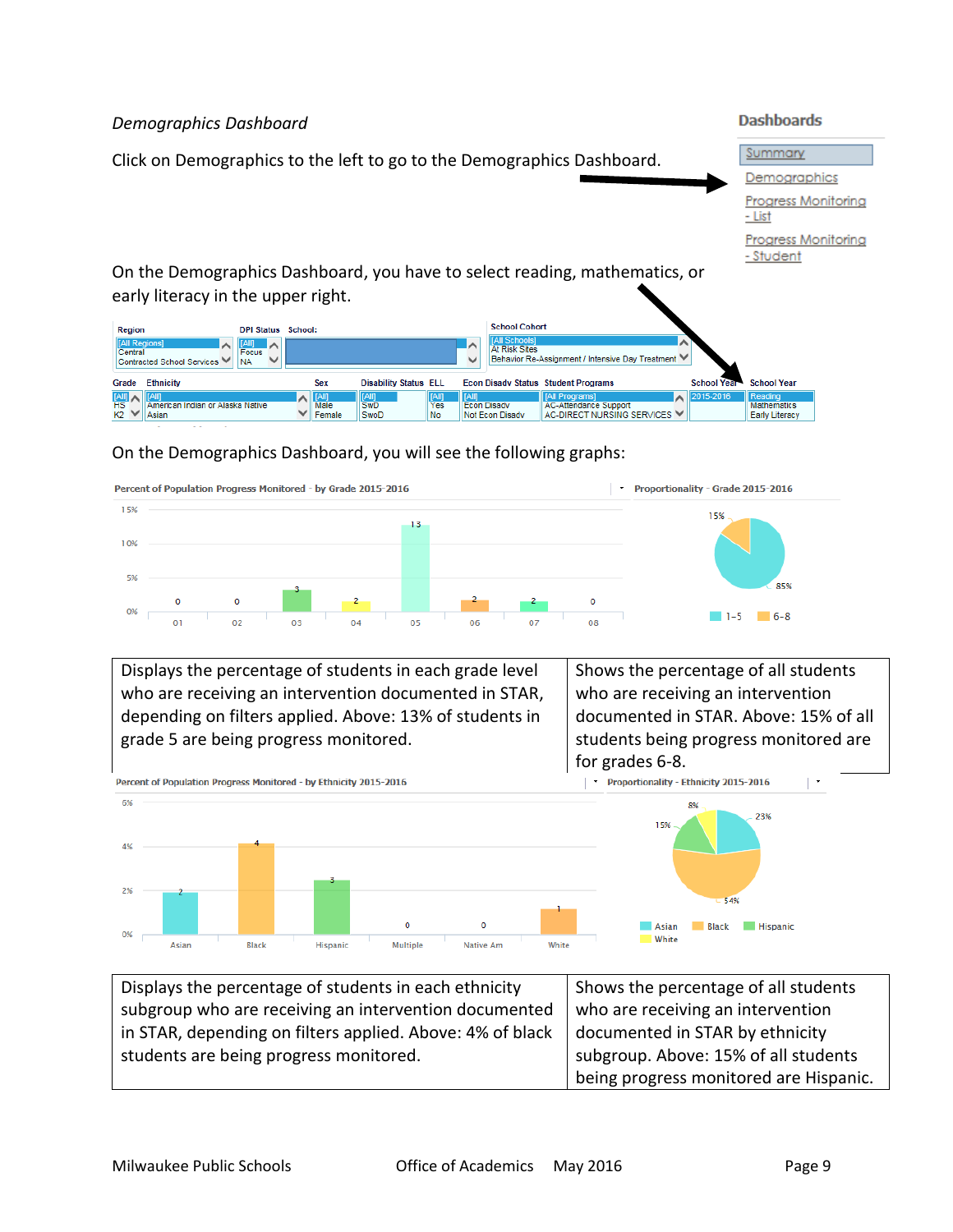*Demographics Dashboard*

Click on Demographics to the left to go to the Demographics Dashboard.

**Dashboards**

- Summary
- Demographics
- Progress Monitoring - List
- Progress Monitoring - Student

On the Demographics Dashboard, you have to select reading, mathematics, or early literacy in the upper right.

On the Demographics Dashboard, you will see the following graphs:

| Displays the percentage of students in each grade level who are receiving an intervention documented in STAR, depending on filters applied. Above: 13% of students in grade 5 are being progress monitored. | Shows the percentage of all students who are receiving an intervention documented in STAR. Above: 15% of all students being progress monitored are for grades 6-8. |
|---|---|

| Displays the percentage of students in each ethnicity subgroup who are receiving an intervention documented in STAR, depending on filters applied. Above: 4% of black students are being progress monitored. | Shows the percentage of all students who are receiving an intervention documented in STAR by ethnicity subgroup. Above: 15% of all students being progress monitored are Hispanic. |
|---|---|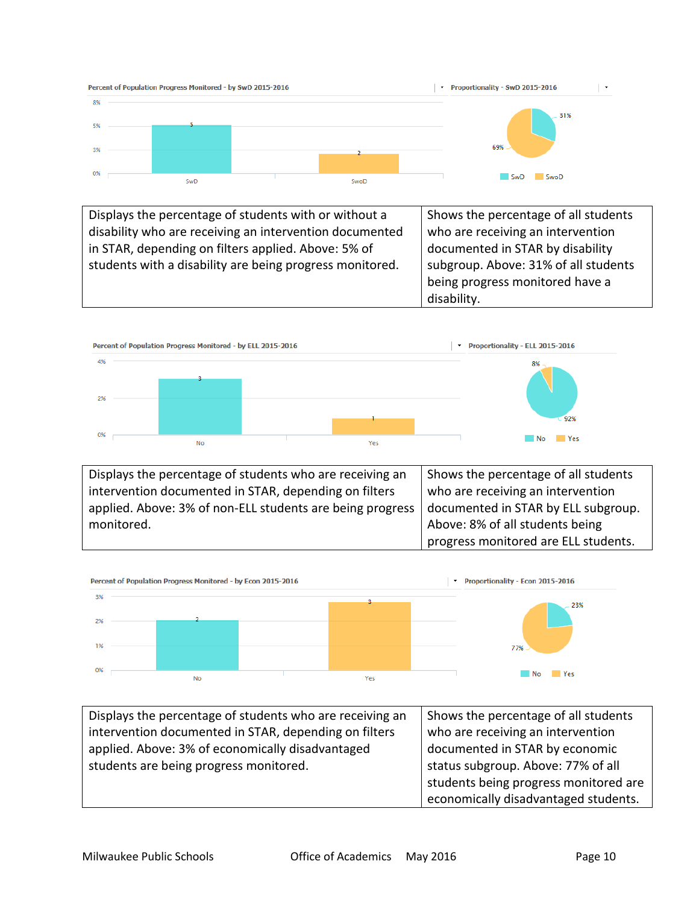Percent of Population Progress Monitored - by SwD 2015-2016

Proportionality - SwD 2015-2016

| Displays the percentage of students with or without a disability who are receiving an intervention documented in STAR, depending on filters applied. Above: 5% of students with a disability are being progress monitored. | Shows the percentage of all students who are receiving an intervention documented in STAR by disability subgroup. Above: 31% of all students being progress monitored have a disability. |
|---|---|

Percent of Population Progress Monitored - by ELL 2015-2016

Proportionality - ELL 2015-2016

| Displays the percentage of students who are receiving an intervention documented in STAR, depending on filters applied. Above: 3% of non-ELL students are being progress monitored. | Shows the percentage of all students who are receiving an intervention documented in STAR by ELL subgroup. Above: 8% of all students being progress monitored are ELL students. |
|---|---|

Percent of Population Progress Monitored - by Econ 2015-2016

Proportionality - Econ 2015-2016

| Displays the percentage of students who are receiving an intervention documented in STAR, depending on filters applied. Above: 3% of economically disadvantaged students are being progress monitored. | Shows the percentage of all students who are receiving an intervention documented in STAR by economic status subgroup. Above: 77% of all students being progress monitored are economically disadvantaged students. |
|---|---|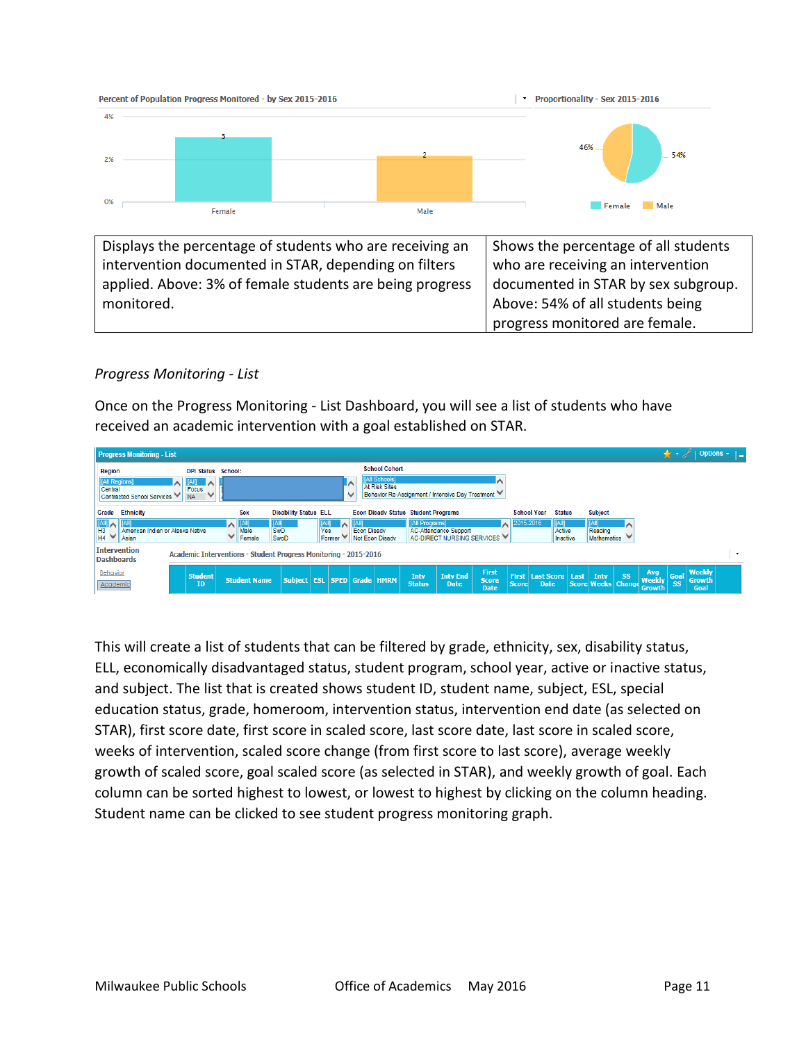Percent of Population Progress Monitored - by Sex 2015-2016

Proportionality - Sex 2015-2016

| Displays the percentage of students who are receiving an intervention documented in STAR, depending on filters applied. Above: 3% of female students are being progress monitored. | Shows the percentage of all students who are receiving an intervention documented in STAR by sex subgroup. Above: 54% of all students being progress monitored are female. |
|---|---|

*Progress Monitoring - List*

Once on the Progress Monitoring - List Dashboard, you will see a list of students who have received an academic intervention with a goal established on STAR.

This will create a list of students that can be filtered by grade, ethnicity, sex, disability status, ELL, economically disadvantaged status, student program, school year, active or inactive status, and subject. The list that is created shows student ID, student name, subject, ESL, special education status, grade, homeroom, intervention status, intervention end date (as selected on STAR), first score date, first score in scaled score, last score date, last score in scaled score, weeks of intervention, scaled score change (from first score to last score), average weekly growth of scaled score, goal scaled score (as selected in STAR), and weekly growth of goal. Each column can be sorted highest to lowest, or lowest to highest by clicking on the column heading. Student name can be clicked to see student progress monitoring graph.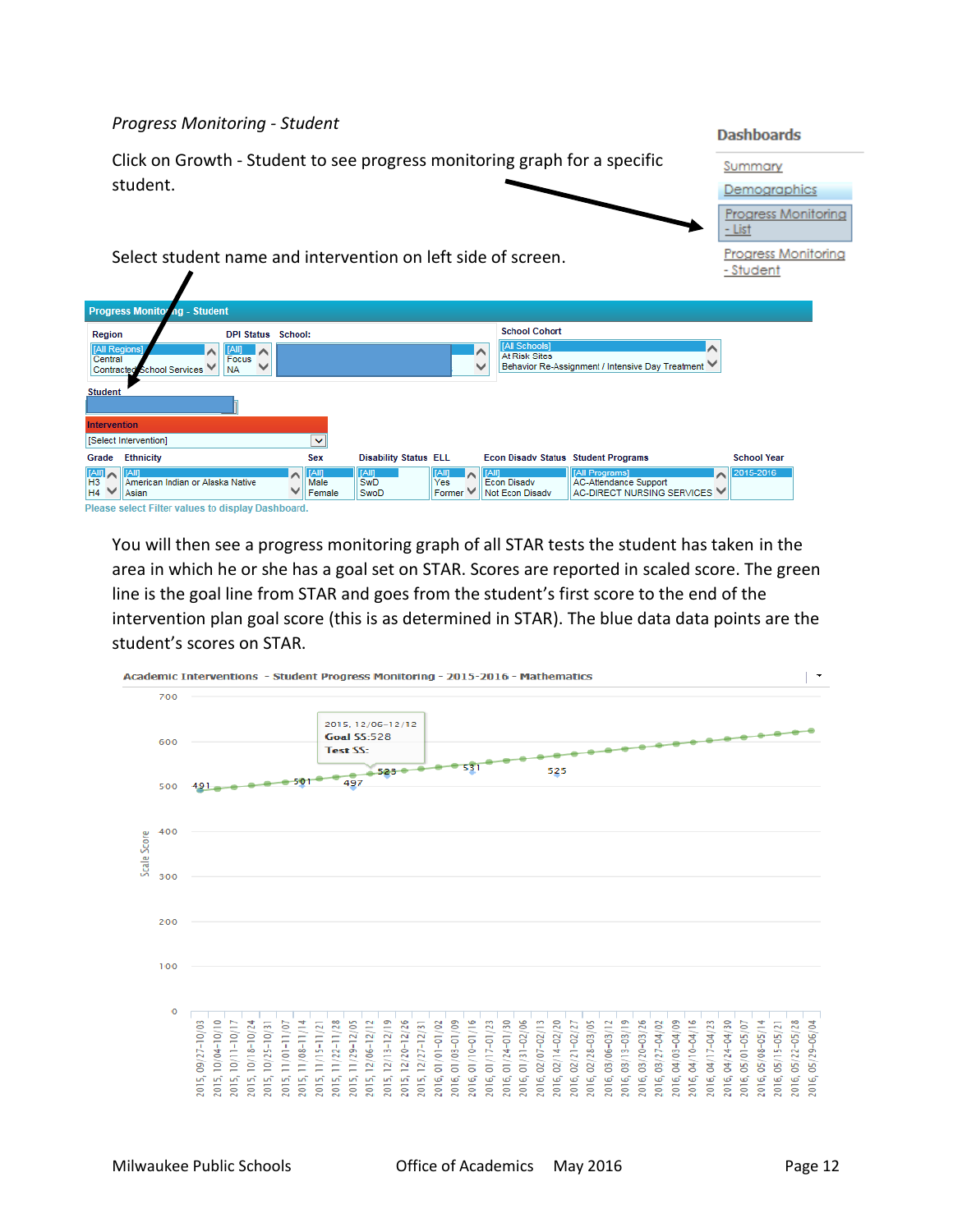*Progress Monitoring - Student*

Click on Growth - Student to see progress monitoring graph for a specific student.

Dashboards

Summary

Demographics

Progress Monitoring - List

Progress Monitoring - Student

Select student name and intervention on left side of screen.

Progress Monitoring - Student

Region: [All Regions], Central, Contracted School Services

DPI Status: [All], Focus, NA

School:

School Cohort: [All Schools], At Risk Sites, Behavior Re-Assignment / Intensive Day Treatment

Student

Intervention: [Select Intervention]

Grade: [All], H3, H4

Ethnicity: [All], American Indian or Alaska Native, Asian

Sex: [All], Male, Female

Disability Status: [All], SwD, SwoD

ELL: [All], Yes, Former

Econ Disadv Status: [All], Econ Disadv, Not Econ Disadv

Student Programs: [All Programs], AC-Attendance Support, AC-DIRECT NURSING SERVICES

School Year: 2015-2016

Please select Filter values to display Dashboard.

You will then see a progress monitoring graph of all STAR tests the student has taken in the area in which he or she has a goal set on STAR. Scores are reported in scaled score. The green line is the goal line from STAR and goes from the student's first score to the end of the intervention plan goal score (this is as determined in STAR). The blue data data points are the student's scores on STAR.

Academic Interventions - Student Progress Monitoring - 2015-2016 - Mathematics

2015, 12/06-12/12
Goal SS:528
Test SS:

Scale Score: 0, 100, 200, 300, 400, 500, 600, 700

Data labels: 491, 501, 497, 523, 531, 525

Weeks: 2015, 09/27-10/03 through 2016, 05/29-06/04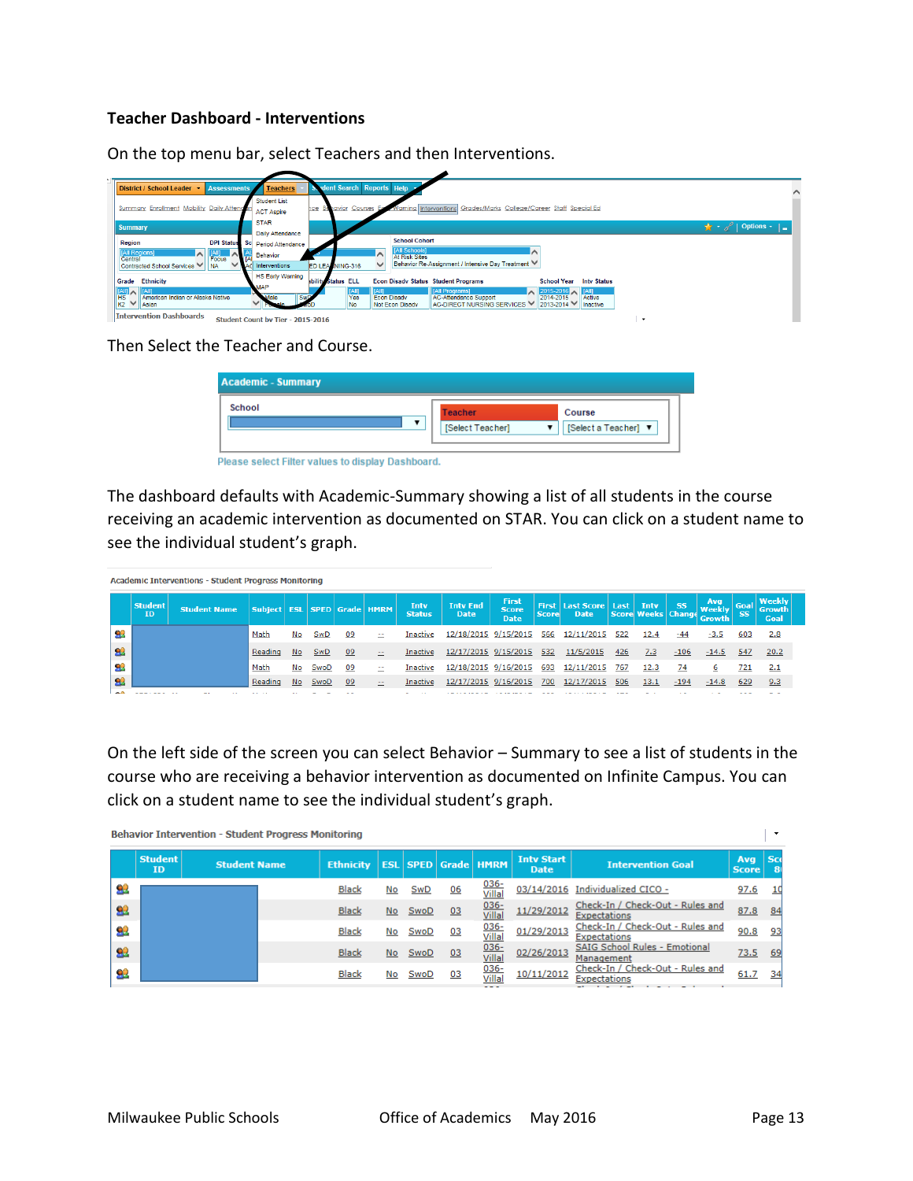**Teacher Dashboard - Interventions**

On the top menu bar, select Teachers and then Interventions.

Then Select the Teacher and Course.

The dashboard defaults with Academic-Summary showing a list of all students in the course receiving an academic intervention as documented on STAR. You can click on a student name to see the individual student's graph.

On the left side of the screen you can select Behavior – Summary to see a list of students in the course who are receiving a behavior intervention as documented on Infinite Campus. You can click on a student name to see the individual student's graph.